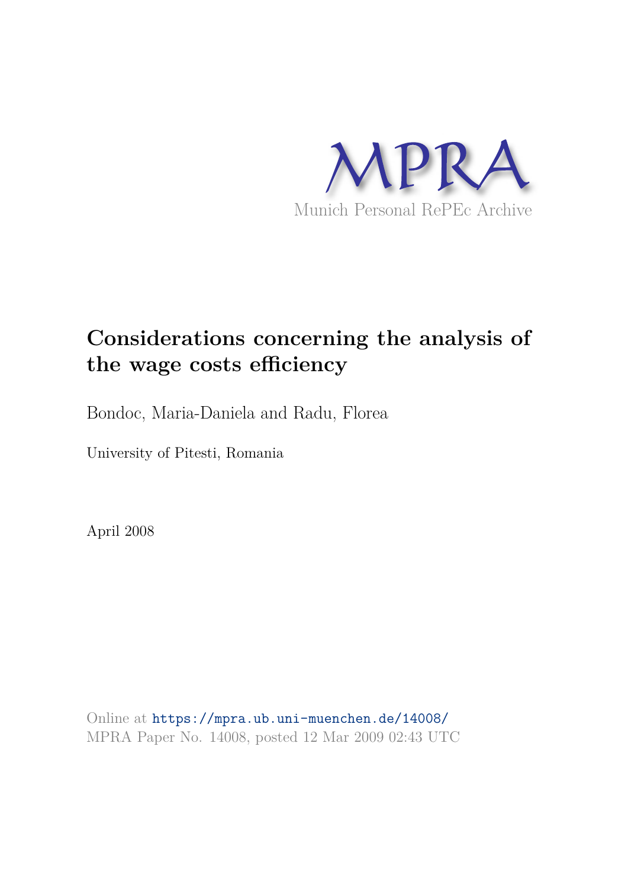MPRA

Munich Personal RePEc Archive

# Considerations concerning the analysis of the wage costs efficiency

Bondoc, Maria-Daniela and Radu, Florea

University of Pitesti, Romania

April 2008

Online at https://mpra.ub.uni-muenchen.de/14008/
MPRA Paper No. 14008, posted 12 Mar 2009 02:43 UTC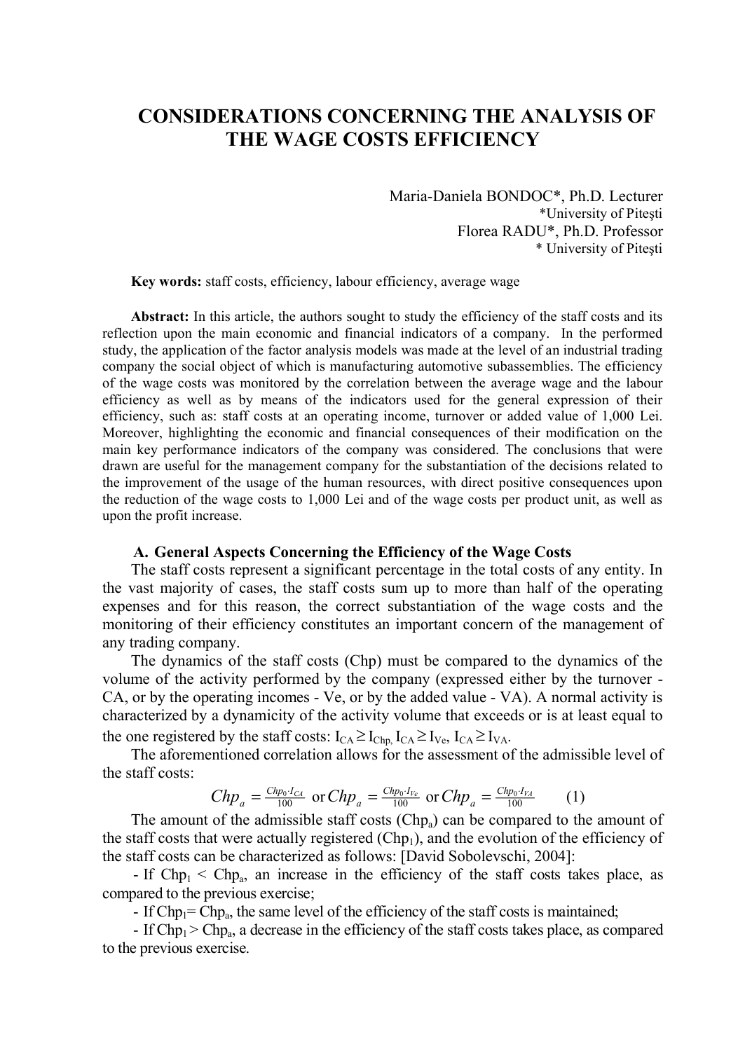# CONSIDERATIONS CONCERNING THE ANALYSIS OF THE WAGE COSTS EFFICIENCY

Maria-Daniela BONDOC*, Ph.D. Lecturer
*University of Piteşti
Florea RADU*, Ph.D. Professor
* University of Piteşti

**Key words:** staff costs, efficiency, labour efficiency, average wage

**Abstract:** In this article, the authors sought to study the efficiency of the staff costs and its reflection upon the main economic and financial indicators of a company. In the performed study, the application of the factor analysis models was made at the level of an industrial trading company the social object of which is manufacturing automotive subassemblies. The efficiency of the wage costs was monitored by the correlation between the average wage and the labour efficiency as well as by means of the indicators used for the general expression of their efficiency, such as: staff costs at an operating income, turnover or added value of 1,000 Lei. Moreover, highlighting the economic and financial consequences of their modification on the main key performance indicators of the company was considered. The conclusions that were drawn are useful for the management company for the substantiation of the decisions related to the improvement of the usage of the human resources, with direct positive consequences upon the reduction of the wage costs to 1,000 Lei and of the wage costs per product unit, as well as upon the profit increase.

## A. General Aspects Concerning the Efficiency of the Wage Costs

The staff costs represent a significant percentage in the total costs of any entity. In the vast majority of cases, the staff costs sum up to more than half of the operating expenses and for this reason, the correct substantiation of the wage costs and the monitoring of their efficiency constitutes an important concern of the management of any trading company.

The dynamics of the staff costs (Chp) must be compared to the dynamics of the volume of the activity performed by the company (expressed either by the turnover - CA, or by the operating incomes - Ve, or by the added value - VA). A normal activity is characterized by a dynamicity of the activity volume that exceeds or is at least equal to the one registered by the staff costs: $I_{CA} \geq I_{Chp}$, $I_{CA} \geq I_{Ve}$, $I_{CA} \geq I_{VA}$.

The aforementioned correlation allows for the assessment of the admissible level of the staff costs:

$$Chp_a = \frac{Chp_0 \cdot I_{CA}}{100} \text{ or } Chp_a = \frac{Chp_0 \cdot I_{Ve}}{100} \text{ or } Chp_a = \frac{Chp_0 \cdot I_{VA}}{100} \qquad (1)$$

The amount of the admissible staff costs ($Chp_a$) can be compared to the amount of the staff costs that were actually registered ($Chp_1$), and the evolution of the efficiency of the staff costs can be characterized as follows: [David Sobolevschi, 2004]:

- If $Chp_1 < Chp_a$, an increase in the efficiency of the staff costs takes place, as compared to the previous exercise;
- If $Chp_1 = Chp_a$, the same level of the efficiency of the staff costs is maintained;
- If $Chp_1 > Chp_a$, a decrease in the efficiency of the staff costs takes place, as compared to the previous exercise.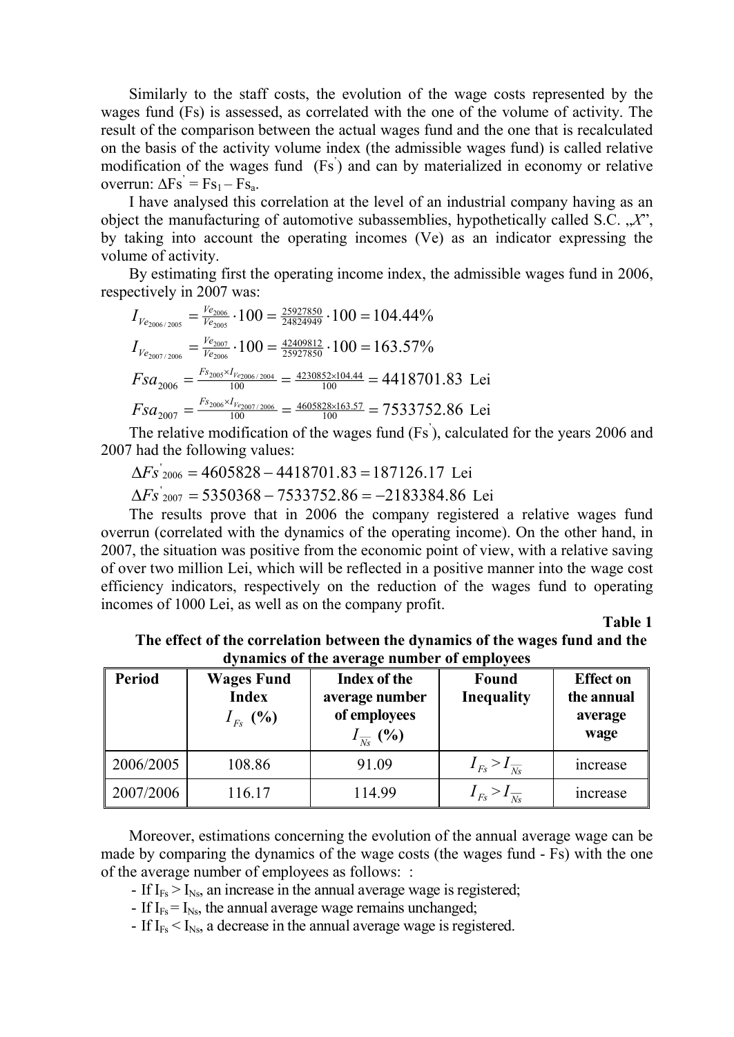Similarly to the staff costs, the evolution of the wage costs represented by the wages fund (Fs) is assessed, as correlated with the one of the volume of activity. The result of the comparison between the actual wages fund and the one that is recalculated on the basis of the activity volume index (the admissible wages fund) is called relative modification of the wages fund $(Fs^{'})$ and can by materialized in economy or relative overrun: $\Delta Fs^{'} = Fs_1 - Fs_a$.

I have analysed this correlation at the level of an industrial company having as an object the manufacturing of automotive subassemblies, hypothetically called S.C. „*X*", by taking into account the operating incomes (Ve) as an indicator expressing the volume of activity.

By estimating first the operating income index, the admissible wages fund in 2006, respectively in 2007 was:

$$I_{Ve_{2006/2005}} = \frac{Ve_{2006}}{Ve_{2005}} \cdot 100 = \frac{25927850}{24824949} \cdot 100 = 104.44\%$$

$$I_{Ve_{2007/2006}} = \frac{Ve_{2007}}{Ve_{2006}} \cdot 100 = \frac{42409812}{25927850} \cdot 100 = 163.57\%$$

$$Fsa_{2006} = \frac{Fs_{2005} \times I_{Ve2006/2004}}{100} = \frac{4230852 \times 104.44}{100} = 4418701.83 \text{ Lei}$$

$$Fsa_{2007} = \frac{Fs_{2006} \times I_{Ve_{2007/2006}}}{100} = \frac{4605828 \times 163.57}{100} = 7533752.86 \text{ Lei}$$

The relative modification of the wages fund $(Fs^{'})$, calculated for the years 2006 and 2007 had the following values:

$$\Delta Fs^{'}_{2006} = 4605828 - 4418701.83 = 187126.17 \text{ Lei}$$

$$\Delta Fs^{'}_{2007} = 5350368 - 7533752.86 = -2183384.86 \text{ Lei}$$

The results prove that in 2006 the company registered a relative wages fund overrun (correlated with the dynamics of the operating income). On the other hand, in 2007, the situation was positive from the economic point of view, with a relative saving of over two million Lei, which will be reflected in a positive manner into the wage cost efficiency indicators, respectively on the reduction of the wages fund to operating incomes of 1000 Lei, as well as on the company profit.

**Table 1**

**The effect of the correlation between the dynamics of the wages fund and the dynamics of the average number of employees**

| Period | Wages Fund Index $I_{Fs}$ (%) | Index of the average number of employees $I_{\overline{Ns}}$ (%) | Found Inequality | Effect on the annual average wage |
|---|---|---|---|---|
| 2006/2005 | 108.86 | 91.09 | $I_{Fs} > I_{\overline{Ns}}$ | increase |
| 2007/2006 | 116.17 | 114.99 | $I_{Fs} > I_{\overline{Ns}}$ | increase |

Moreover, estimations concerning the evolution of the annual average wage can be made by comparing the dynamics of the wage costs (the wages fund - Fs) with the one of the average number of employees as follows: :

- If $I_{Fs} > I_{Ns}$, an increase in the annual average wage is registered;
- If $I_{Fs} = I_{Ns}$, the annual average wage remains unchanged;
- If $I_{Fs} < I_{Ns}$, a decrease in the annual average wage is registered.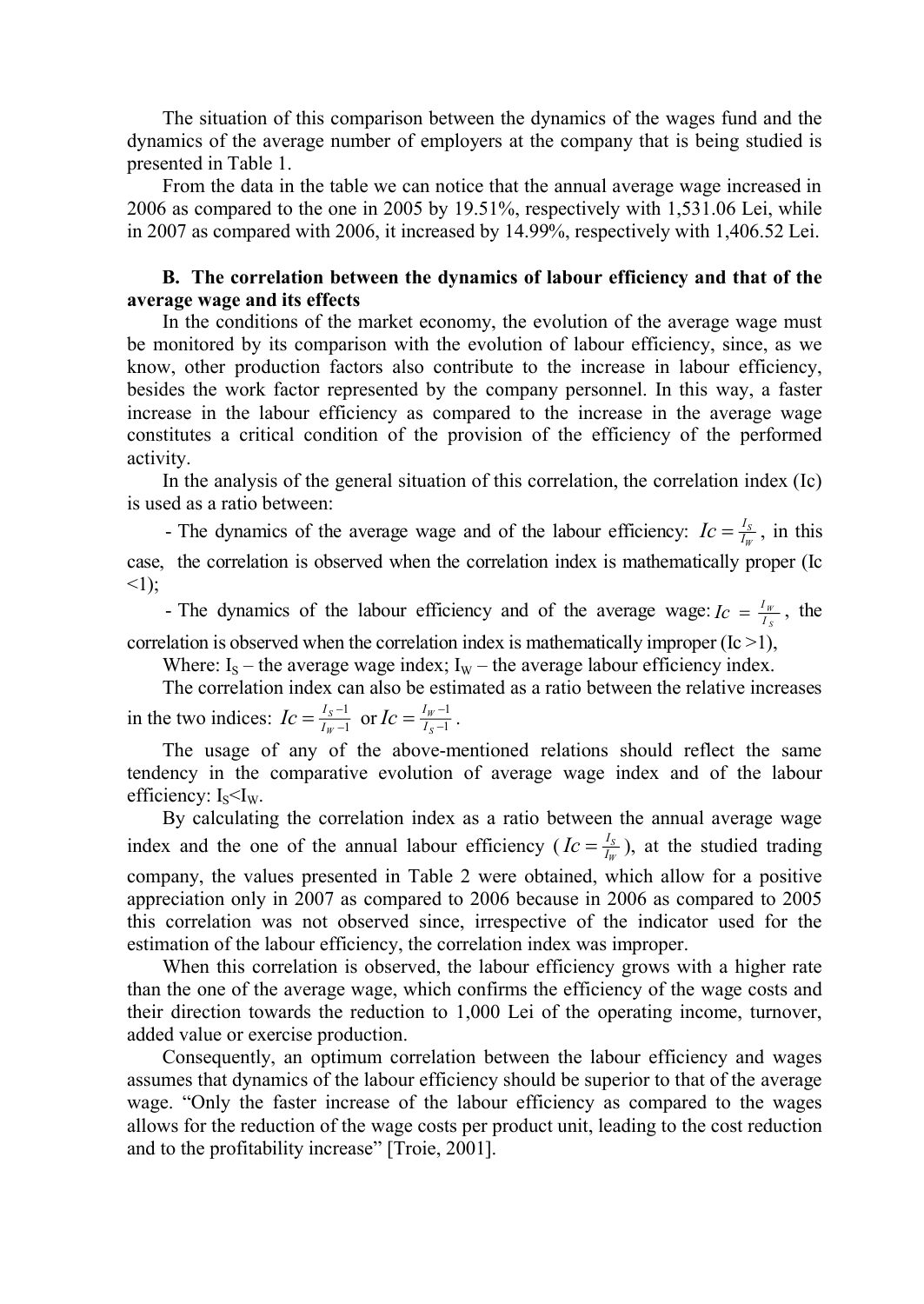The situation of this comparison between the dynamics of the wages fund and the dynamics of the average number of employers at the company that is being studied is presented in Table 1.

From the data in the table we can notice that the annual average wage increased in 2006 as compared to the one in 2005 by 19.51%, respectively with 1,531.06 Lei, while in 2007 as compared with 2006, it increased by 14.99%, respectively with 1,406.52 Lei.

**B. The correlation between the dynamics of labour efficiency and that of the average wage and its effects**

In the conditions of the market economy, the evolution of the average wage must be monitored by its comparison with the evolution of labour efficiency, since, as we know, other production factors also contribute to the increase in labour efficiency, besides the work factor represented by the company personnel. In this way, a faster increase in the labour efficiency as compared to the increase in the average wage constitutes a critical condition of the provision of the efficiency of the performed activity.

In the analysis of the general situation of this correlation, the correlation index (Ic) is used as a ratio between:

- The dynamics of the average wage and of the labour efficiency: $Ic = \frac{I_S}{I_W}$, in this case, the correlation is observed when the correlation index is mathematically proper (Ic <1);
- The dynamics of the labour efficiency and of the average wage: $Ic = \frac{I_W}{I_S}$, the correlation is observed when the correlation index is mathematically improper (Ic >1),

Where: $I_S$ – the average wage index; $I_W$ – the average labour efficiency index.

The correlation index can also be estimated as a ratio between the relative increases in the two indices: $Ic = \frac{I_S - 1}{I_W - 1}$ or $Ic = \frac{I_W - 1}{I_S - 1}$.

The usage of any of the above-mentioned relations should reflect the same tendency in the comparative evolution of average wage index and of the labour efficiency: $I_S < I_W$.

By calculating the correlation index as a ratio between the annual average wage index and the one of the annual labour efficiency ($Ic = \frac{I_S}{I_W}$), at the studied trading company, the values presented in Table 2 were obtained, which allow for a positive appreciation only in 2007 as compared to 2006 because in 2006 as compared to 2005 this correlation was not observed since, irrespective of the indicator used for the estimation of the labour efficiency, the correlation index was improper.

When this correlation is observed, the labour efficiency grows with a higher rate than the one of the average wage, which confirms the efficiency of the wage costs and their direction towards the reduction to 1,000 Lei of the operating income, turnover, added value or exercise production.

Consequently, an optimum correlation between the labour efficiency and wages assumes that dynamics of the labour efficiency should be superior to that of the average wage. "Only the faster increase of the labour efficiency as compared to the wages allows for the reduction of the wage costs per product unit, leading to the cost reduction and to the profitability increase" [Troie, 2001].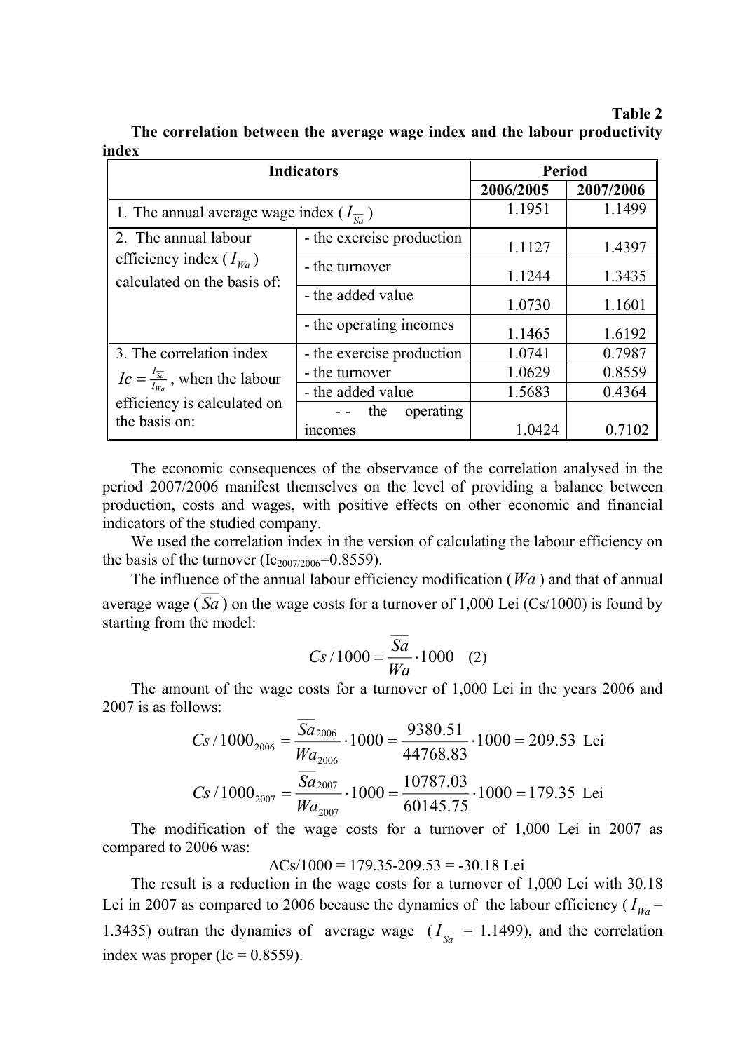**Table 2**

**The correlation between the average wage index and the labour productivity index**

| Indicators | | Period | |
|---|---|---|---|
| | | 2006/2005 | 2007/2006 |
| 1. The annual average wage index ($I_{\overline{Sa}}$) | | 1.1951 | 1.1499 |
| 2. The annual labour efficiency index ($I_{Wa}$) calculated on the basis of: | - the exercise production | 1.1127 | 1.4397 |
| | - the turnover | 1.1244 | 1.3435 |
| | - the added value | 1.0730 | 1.1601 |
| | - the operating incomes | 1.1465 | 1.6192 |
| 3. The correlation index $Ic = \frac{I_{\overline{Sa}}}{I_{Wa}}$, when the labour efficiency is calculated on the basis on: | - the exercise production | 1.0741 | 0.7987 |
| | - the turnover | 1.0629 | 0.8559 |
| | - the added value | 1.5683 | 0.4364 |
| | - - the operating incomes | 1.0424 | 0.7102 |

The economic consequences of the observance of the correlation analysed in the period 2007/2006 manifest themselves on the level of providing a balance between production, costs and wages, with positive effects on other economic and financial indicators of the studied company.

We used the correlation index in the version of calculating the labour efficiency on the basis of the turnover ($Ic_{2007/2006}$=0.8559).

The influence of the annual labour efficiency modification ($Wa$) and that of annual average wage ($\overline{Sa}$) on the wage costs for a turnover of 1,000 Lei (Cs/1000) is found by starting from the model:

$$Cs/1000 = \frac{\overline{Sa}}{Wa} \cdot 1000 \quad (2)$$

The amount of the wage costs for a turnover of 1,000 Lei in the years 2006 and 2007 is as follows:

$$Cs/1000_{2006} = \frac{\overline{Sa}_{2006}}{Wa_{2006}} \cdot 1000 = \frac{9380.51}{44768.83} \cdot 1000 = 209.53 \text{ Lei}$$

$$Cs/1000_{2007} = \frac{\overline{Sa}_{2007}}{Wa_{2007}} \cdot 1000 = \frac{10787.03}{60145.75} \cdot 1000 = 179.35 \text{ Lei}$$

The modification of the wage costs for a turnover of 1,000 Lei in 2007 as compared to 2006 was:

$$\Delta Cs/1000 = 179.35 - 209.53 = -30.18 \text{ Lei}$$

The result is a reduction in the wage costs for a turnover of 1,000 Lei with 30.18 Lei in 2007 as compared to 2006 because the dynamics of the labour efficiency ($I_{Wa}$ = 1.3435) outran the dynamics of average wage ($I_{\overline{Sa}}$ = 1.1499), and the correlation index was proper (Ic = 0.8559).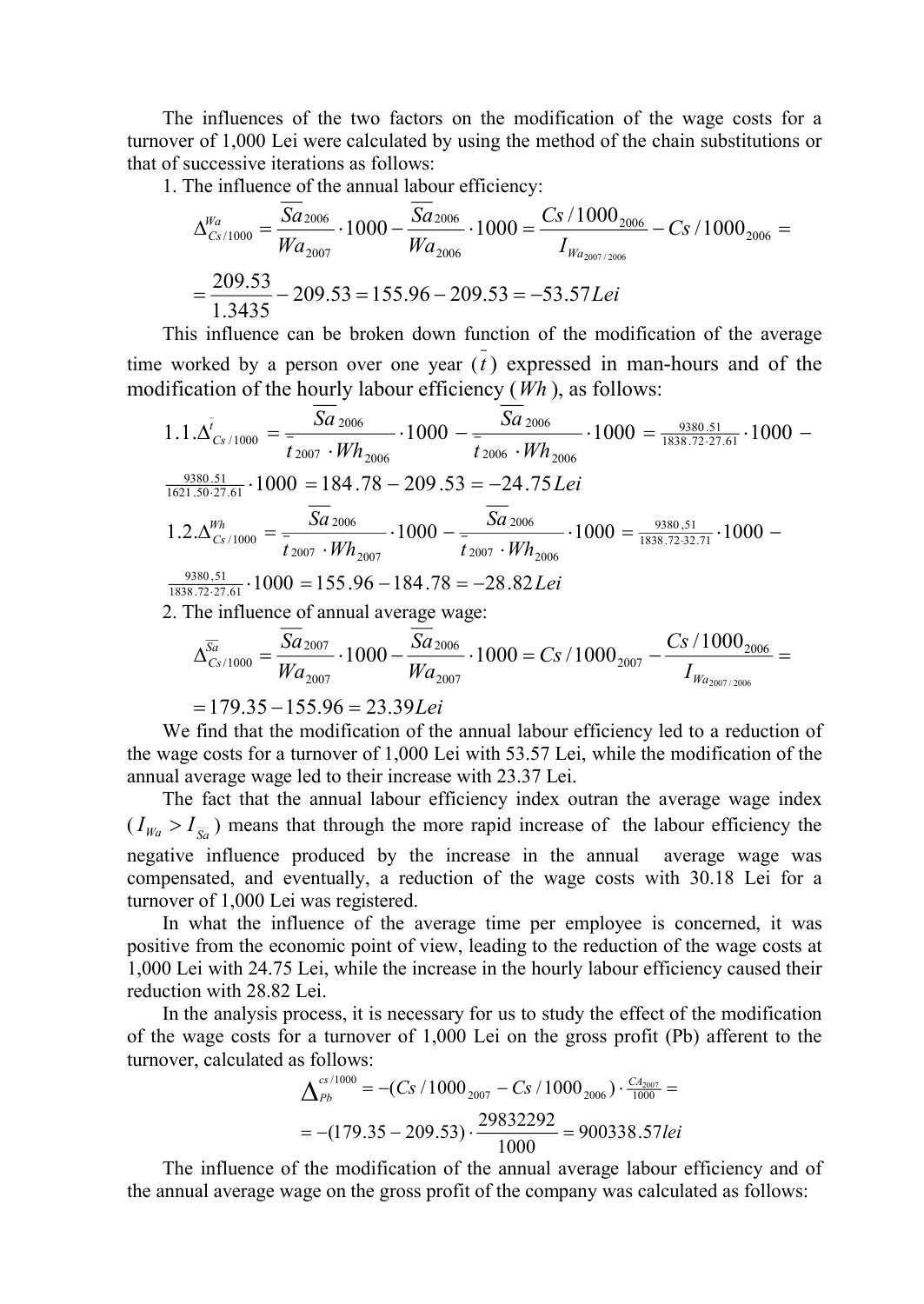The influences of the two factors on the modification of the wage costs for a turnover of 1,000 Lei were calculated by using the method of the chain substitutions or that of successive iterations as follows:

1. The influence of the annual labour efficiency:

$$\Delta_{Cs/1000}^{Wa} = \frac{\overline{Sa}_{2006}}{Wa_{2007}} \cdot 1000 - \frac{\overline{Sa}_{2006}}{Wa_{2006}} \cdot 1000 = \frac{Cs/1000_{2006}}{I_{Wa_{2007/2006}}} - Cs/1000_{2006} =$$

$$= \frac{209.53}{1.3435} - 209.53 = 155.96 - 209.53 = -53.57 Lei$$

This influence can be broken down function of the modification of the average time worked by a person over one year ($\bar{t}$) expressed in man-hours and of the modification of the hourly labour efficiency ($Wh$), as follows:

$$1.1. \Delta_{Cs/1000}^{\bar{t}} = \frac{\overline{Sa}_{2006}}{\bar{t}_{2007} \cdot Wh_{2006}} \cdot 1000 - \frac{\overline{Sa}_{2006}}{\bar{t}_{2006} \cdot Wh_{2006}} \cdot 1000 = \frac{9380.51}{1838.72 \cdot 27.61} \cdot 1000 -$$

$$\frac{9380.51}{1621.50 \cdot 27.61} \cdot 1000 = 184.78 - 209.53 = -24.75 Lei$$

$$1.2. \Delta_{Cs/1000}^{Wh} = \frac{\overline{Sa}_{2006}}{\bar{t}_{2007} \cdot Wh_{2007}} \cdot 1000 - \frac{\overline{Sa}_{2006}}{\bar{t}_{2007} \cdot Wh_{2006}} \cdot 1000 = \frac{9380,51}{1838.72 \cdot 32.71} \cdot 1000 -$$

$$\frac{9380,51}{1838.72 \cdot 27.61} \cdot 1000 = 155.96 - 184.78 = -28.82 Lei$$

2. The influence of annual average wage:

$$\Delta_{Cs/1000}^{\overline{Sa}} = \frac{\overline{Sa}_{2007}}{Wa_{2007}} \cdot 1000 - \frac{\overline{Sa}_{2006}}{Wa_{2007}} \cdot 1000 = Cs/1000_{2007} - \frac{Cs/1000_{2006}}{I_{Wa_{2007/2006}}} =$$

$$= 179.35 - 155.96 = 23.39 Lei$$

We find that the modification of the annual labour efficiency led to a reduction of the wage costs for a turnover of 1,000 Lei with 53.57 Lei, while the modification of the annual average wage led to their increase with 23.37 Lei.

The fact that the annual labour efficiency index outran the average wage index ($I_{Wa} > I_{\overline{Sa}}$) means that through the more rapid increase of the labour efficiency the negative influence produced by the increase in the annual average wage was compensated, and eventually, a reduction of the wage costs with 30.18 Lei for a turnover of 1,000 Lei was registered.

In what the influence of the average time per employee is concerned, it was positive from the economic point of view, leading to the reduction of the wage costs at 1,000 Lei with 24.75 Lei, while the increase in the hourly labour efficiency caused their reduction with 28.82 Lei.

In the analysis process, it is necessary for us to study the effect of the modification of the wage costs for a turnover of 1,000 Lei on the gross profit (Pb) afferent to the turnover, calculated as follows:

$$\Delta_{Pb}^{cs/1000} = -(Cs/1000_{2007} - Cs/1000_{2006}) \cdot \frac{CA_{2007}}{1000} =$$

$$= -(179.35 - 209.53) \cdot \frac{29832292}{1000} = 900338.57 lei$$

The influence of the modification of the annual average labour efficiency and of the annual average wage on the gross profit of the company was calculated as follows: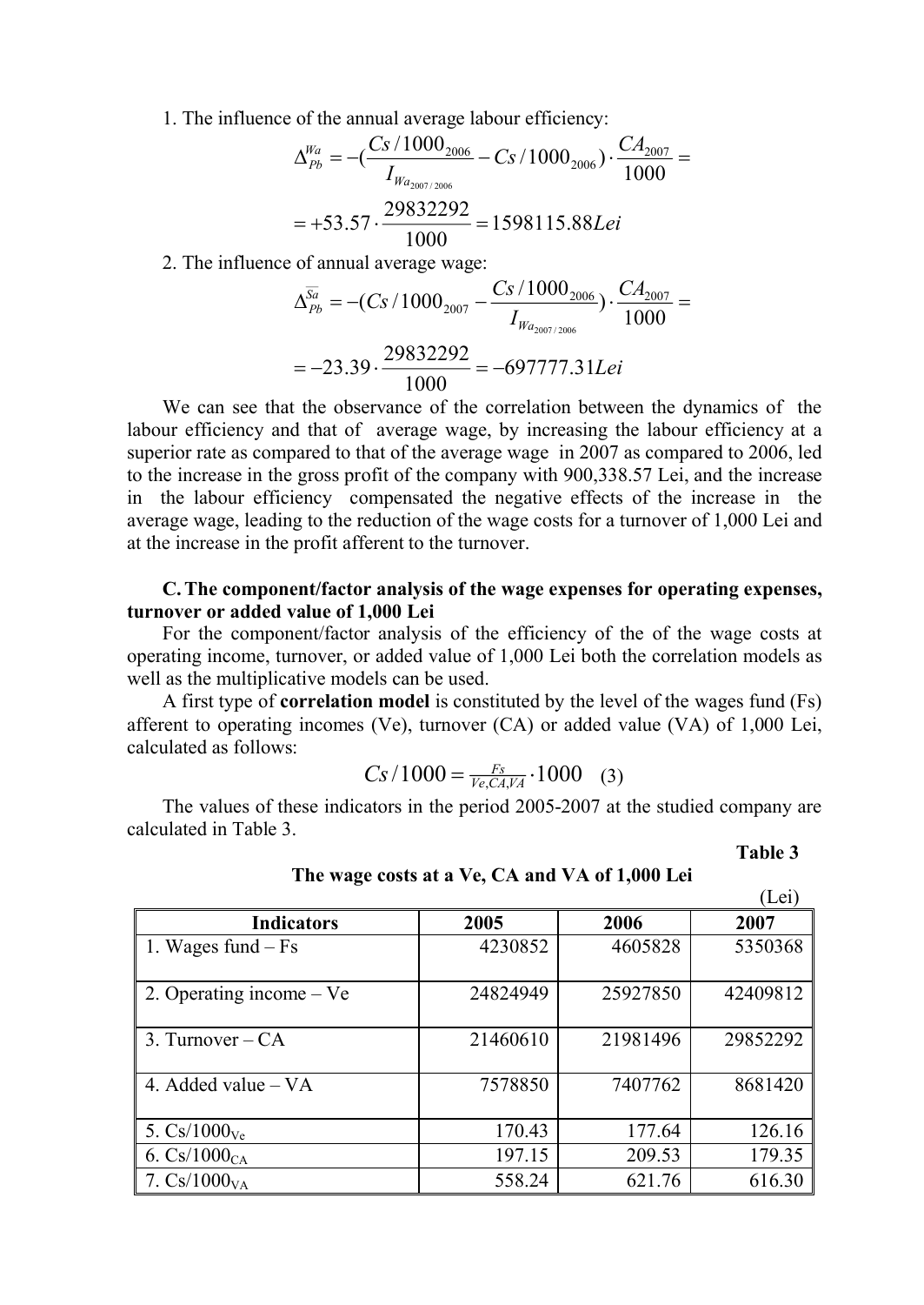1. The influence of the annual average labour efficiency:

$$\Delta_{Pb}^{Wa} = -\left(\frac{Cs/1000_{2006}}{I_{Wa_{2007/2006}}} - Cs/1000_{2006}\right) \cdot \frac{CA_{2007}}{1000} =$$

$$= +53.57 \cdot \frac{29832292}{1000} = 1598115.88 Lei$$

2. The influence of annual average wage:

$$\Delta_{Pb}^{\overline{Sa}} = -\left(Cs/1000_{2007} - \frac{Cs/1000_{2006}}{I_{Wa_{2007/2006}}}\right) \cdot \frac{CA_{2007}}{1000} =$$

$$= -23.39 \cdot \frac{29832292}{1000} = -697777.31 Lei$$

We can see that the observance of the correlation between the dynamics of the labour efficiency and that of average wage, by increasing the labour efficiency at a superior rate as compared to that of the average wage in 2007 as compared to 2006, led to the increase in the gross profit of the company with 900,338.57 Lei, and the increase in the labour efficiency compensated the negative effects of the increase in the average wage, leading to the reduction of the wage costs for a turnover of 1,000 Lei and at the increase in the profit afferent to the turnover.

**C. The component/factor analysis of the wage expenses for operating expenses, turnover or added value of 1,000 Lei**

For the component/factor analysis of the efficiency of the of the wage costs at operating income, turnover, or added value of 1,000 Lei both the correlation models as well as the multiplicative models can be used.

A first type of **correlation model** is constituted by the level of the wages fund (Fs) afferent to operating incomes (Ve), turnover (CA) or added value (VA) of 1,000 Lei, calculated as follows:

$$Cs/1000 = \frac{Fs}{Ve, CA, VA} \cdot 1000 \quad (3)$$

The values of these indicators in the period 2005-2007 at the studied company are calculated in Table 3.

**Table 3**

**The wage costs at a Ve, CA and VA of 1,000 Lei**

(Lei)

| Indicators | 2005 | 2006 | 2007 |
|---|---|---|---|
| 1. Wages fund – Fs | 4230852 | 4605828 | 5350368 |
| 2. Operating income – Ve | 24824949 | 25927850 | 42409812 |
| 3. Turnover – CA | 21460610 | 21981496 | 29852292 |
| 4. Added value – VA | 7578850 | 7407762 | 8681420 |
| 5. $Cs/1000_{Ve}$ | 170.43 | 177.64 | 126.16 |
| 6. $Cs/1000_{CA}$ | 197.15 | 209.53 | 179.35 |
| 7. $Cs/1000_{VA}$ | 558.24 | 621.76 | 616.30 |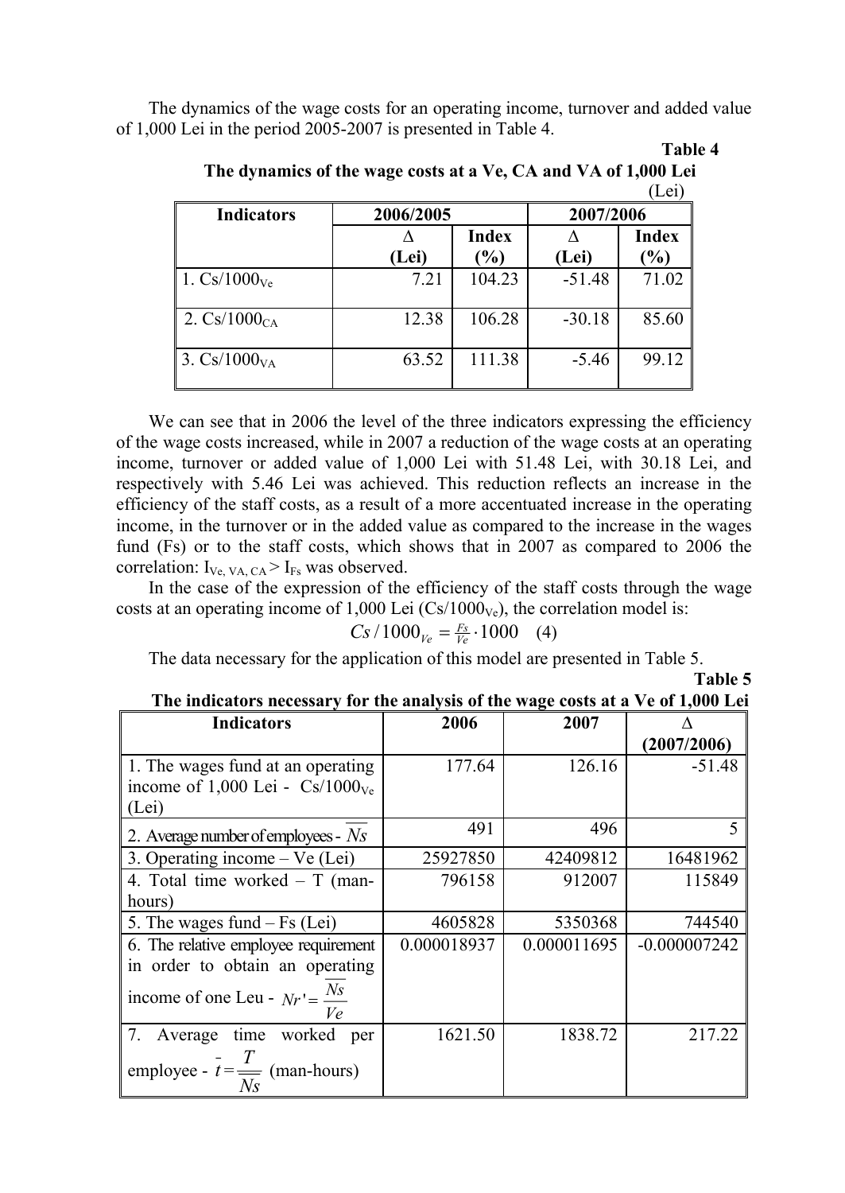The dynamics of the wage costs for an operating income, turnover and added value of 1,000 Lei in the period 2005-2007 is presented in Table 4.

**Table 4**

**The dynamics of the wage costs at a Ve, CA and VA of 1,000 Lei**

(Lei)

| Indicators | 2006/2005 | | 2007/2006 | |
|---|---|---|---|---|
| | Δ (Lei) | Index (%) | Δ (Lei) | Index (%) |
| 1. $Cs/1000_{Ve}$ | 7.21 | 104.23 | -51.48 | 71.02 |
| 2. $Cs/1000_{CA}$ | 12.38 | 106.28 | -30.18 | 85.60 |
| 3. $Cs/1000_{VA}$ | 63.52 | 111.38 | -5.46 | 99.12 |

We can see that in 2006 the level of the three indicators expressing the efficiency of the wage costs increased, while in 2007 a reduction of the wage costs at an operating income, turnover or added value of 1,000 Lei with 51.48 Lei, with 30.18 Lei, and respectively with 5.46 Lei was achieved. This reduction reflects an increase in the efficiency of the staff costs, as a result of a more accentuated increase in the operating income, in the turnover or in the added value as compared to the increase in the wages fund (Fs) or to the staff costs, which shows that in 2007 as compared to 2006 the correlation: $I_{Ve,\ VA,\ CA} > I_{Fs}$ was observed.

In the case of the expression of the efficiency of the staff costs through the wage costs at an operating income of 1,000 Lei ($Cs/1000_{Ve}$), the correlation model is:

$$Cs/1000_{Ve} = \tfrac{Fs}{Ve} \cdot 1000 \quad (4)$$

The data necessary for the application of this model are presented in Table 5.

**Table 5**

**The indicators necessary for the analysis of the wage costs at a Ve of 1,000 Lei**

| Indicators | 2006 | 2007 | Δ (2007/2006) |
|---|---|---|---|
| 1. The wages fund at an operating income of 1,000 Lei - $Cs/1000_{Ve}$ (Lei) | 177.64 | 126.16 | -51.48 |
| 2. Average number of employees - $\overline{Ns}$ | 491 | 496 | 5 |
| 3. Operating income – Ve (Lei) | 25927850 | 42409812 | 16481962 |
| 4. Total time worked – T (man-hours) | 796158 | 912007 | 115849 |
| 5. The wages fund – Fs (Lei) | 4605828 | 5350368 | 744540 |
| 6. The relative employee requirement in order to obtain an operating income of one Leu - $Nr' = \frac{\overline{Ns}}{Ve}$ | 0.000018937 | 0.000011695 | -0.000007242 |
| 7. Average time worked per employee - $\bar{t} = \frac{T}{\overline{Ns}}$ (man-hours) | 1621.50 | 1838.72 | 217.22 |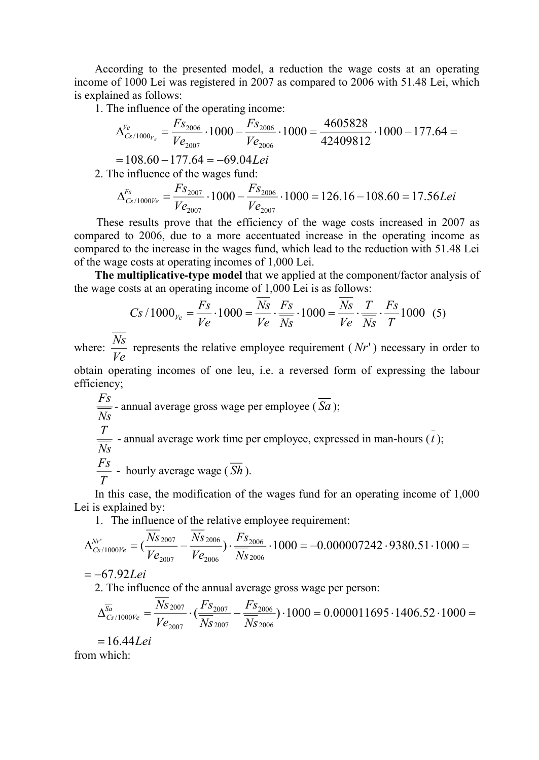According to the presented model, a reduction the wage costs at an operating income of 1000 Lei was registered in 2007 as compared to 2006 with 51.48 Lei, which is explained as follows:

1. The influence of the operating income:

$$\Delta^{Ve}_{Cs/1000_{V_e}} = \frac{Fs_{2006}}{Ve_{2007}} \cdot 1000 - \frac{Fs_{2006}}{Ve_{2006}} \cdot 1000 = \frac{4605828}{42409812} \cdot 1000 - 177.64 =$$

$$= 108.60 - 177.64 = -69.04 Lei$$

2. The influence of the wages fund:

$$\Delta^{Fs}_{Cs/1000Ve} = \frac{Fs_{2007}}{Ve_{2007}} \cdot 1000 - \frac{Fs_{2006}}{Ve_{2007}} \cdot 1000 = 126.16 - 108.60 = 17.56 Lei$$

These results prove that the efficiency of the wage costs increased in 2007 as compared to 2006, due to a more accentuated increase in the operating income as compared to the increase in the wages fund, which lead to the reduction with 51.48 Lei of the wage costs at operating incomes of 1,000 Lei.

**The multiplicative-type model** that we applied at the component/factor analysis of the wage costs at an operating income of 1,000 Lei is as follows:

$$Cs/1000_{Ve} = \frac{Fs}{Ve} \cdot 1000 = \frac{\overline{Ns}}{Ve} \cdot \frac{Fs}{\overline{\overline{Ns}}} \cdot 1000 = \frac{\overline{Ns}}{Ve} \cdot \frac{T}{\overline{\overline{Ns}}} \cdot \frac{Fs}{T} 1000 \quad (5)$$

where: $\frac{\overline{Ns}}{Ve}$ represents the relative employee requirement ($Nr'$) necessary in order to obtain operating incomes of one leu, i.e. a reversed form of expressing the labour efficiency;

$\frac{Fs}{\overline{\overline{Ns}}}$ - annual average gross wage per employee ($\overline{Sa}$);

$\frac{T}{\overline{\overline{Ns}}}$ - annual average work time per employee, expressed in man-hours ($\bar{t}$);

$\frac{Fs}{T}$ - hourly average wage ($\overline{Sh}$).

In this case, the modification of the wages fund for an operating income of 1,000 Lei is explained by:

1. The influence of the relative employee requirement:

$$\Delta^{Nr'}_{Cs/1000Ve} = \left(\frac{\overline{Ns}_{2007}}{Ve_{2007}} - \frac{\overline{Ns}_{2006}}{Ve_{2006}}\right) \cdot \frac{Fs_{2006}}{\overline{\overline{Ns}}_{2006}} \cdot 1000 = -0.000007242 \cdot 9380.51 \cdot 1000 =$$

$$= -67.92 Lei$$

2. The influence of the annual average gross wage per person:

$$\Delta^{\overline{Sa}}_{Cs/1000Ve} = \frac{\overline{Ns}_{2007}}{Ve_{2007}} \cdot \left(\frac{Fs_{2007}}{\overline{\overline{Ns}}_{2007}} - \frac{Fs_{2006}}{\overline{\overline{Ns}}_{2006}}\right) \cdot 1000 = 0.000011695 \cdot 1406.52 \cdot 1000 =$$

$$= 16.44 Lei$$

from which: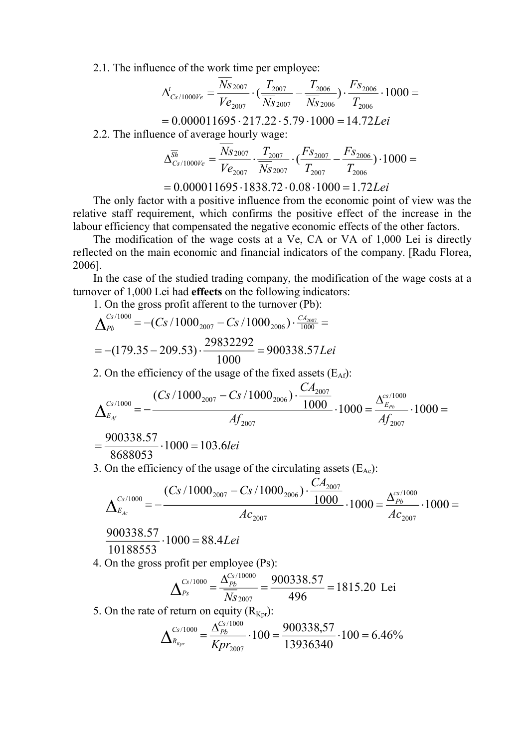2.1. The influence of the work time per employee:

$$\Delta^{\bar{t}}_{Cs/1000Ve} = \frac{\overline{Ns}_{2007}}{Ve_{2007}} \cdot \left(\frac{T_{2007}}{\overline{Ns}_{2007}} - \frac{T_{2006}}{\overline{Ns}_{2006}}\right) \cdot \frac{Fs_{2006}}{T_{2006}} \cdot 1000 =$$

$$= 0.000011695 \cdot 217.22 \cdot 5.79 \cdot 1000 = 14.72 Lei$$

2.2. The influence of average hourly wage:

$$\Delta^{\overline{Sh}}_{Cs/1000Ve} = \frac{\overline{Ns}_{2007}}{Ve_{2007}} \cdot \frac{T_{2007}}{\overline{Ns}_{2007}} \cdot \left(\frac{Fs_{2007}}{T_{2007}} - \frac{Fs_{2006}}{T_{2006}}\right) \cdot 1000 =$$

$$= 0.000011695 \cdot 1838.72 \cdot 0.08 \cdot 1000 = 1.72 Lei$$

The only factor with a positive influence from the economic point of view was the relative staff requirement, which confirms the positive effect of the increase in the labour efficiency that compensated the negative economic effects of the other factors.

The modification of the wage costs at a Ve, CA or VA of 1,000 Lei is directly reflected on the main economic and financial indicators of the company. [Radu Florea, 2006].

In the case of the studied trading company, the modification of the wage costs at a turnover of 1,000 Lei had **effects** on the following indicators:

1. On the gross profit afferent to the turnover (Pb):

$$\Delta^{Cs/1000}_{Pb} = -(Cs/1000_{2007} - Cs/1000_{2006}) \cdot \frac{CA_{2007}}{1000} =$$

$$= -(179.35 - 209.53) \cdot \frac{29832292}{1000} = 900338.57 Lei$$

2. On the efficiency of the usage of the fixed assets ($E_{Af}$):

$$\Delta^{Cs/1000}_{E_{Af}} = -\frac{(Cs/1000_{2007} - Cs/1000_{2006}) \cdot \frac{CA_{2007}}{1000}}{Af_{2007}} \cdot 1000 = \frac{\Delta^{cs/1000}_{E_{Pb}}}{Af_{2007}} \cdot 1000 =$$

$$= \frac{900338.57}{8688053} \cdot 1000 = 103.6 lei$$

3. On the efficiency of the usage of the circulating assets ($E_{Ac}$):

$$\Delta^{Cs/1000}_{E_{Ac}} = -\frac{(Cs/1000_{2007} - Cs/1000_{2006}) \cdot \frac{CA_{2007}}{1000}}{Ac_{2007}} \cdot 1000 = \frac{\Delta^{cs/1000}_{Pb}}{Ac_{2007}} \cdot 1000 =$$

$$\frac{900338.57}{10188553} \cdot 1000 = 88.4 Lei$$

4. On the gross profit per employee (Ps):

$$\Delta^{Cs/1000}_{Ps} = \frac{\Delta^{Cs/10000}_{Pb}}{\overline{Ns}_{2007}} = \frac{900338.57}{496} = 1815.20 \text{ Lei}$$

5. On the rate of return on equity ($R_{Kpr}$):

$$\Delta^{Cs/1000}_{R_{Kpr}} = \frac{\Delta^{Cs/1000}_{Pb}}{Kpr_{2007}} \cdot 100 = \frac{900338{,}57}{13936340} \cdot 100 = 6.46\%$$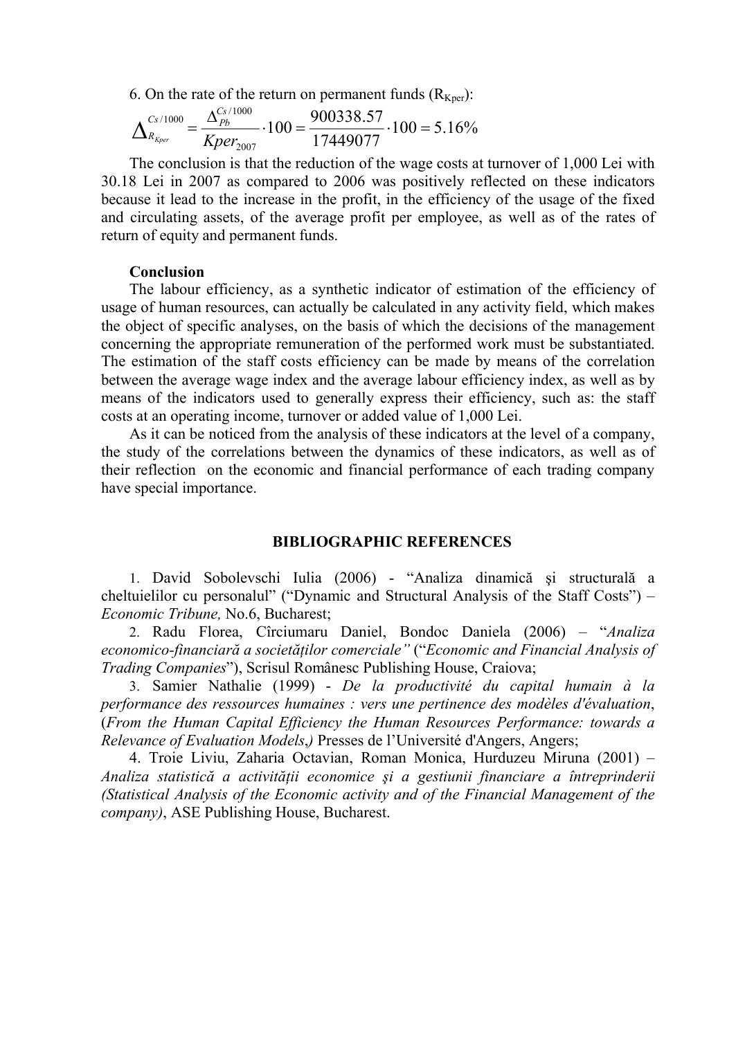6. On the rate of the return on permanent funds ($R_{Kper}$):

$$\Delta_{R_{Kper}}^{Cs/1000} = \frac{\Delta_{Pb}^{Cs/1000}}{Kper_{2007}} \cdot 100 = \frac{900338.57}{17449077} \cdot 100 = 5.16\%$$

The conclusion is that the reduction of the wage costs at turnover of 1,000 Lei with 30.18 Lei in 2007 as compared to 2006 was positively reflected on these indicators because it lead to the increase in the profit, in the efficiency of the usage of the fixed and circulating assets, of the average profit per employee, as well as of the rates of return of equity and permanent funds.

**Conclusion**

The labour efficiency, as a synthetic indicator of estimation of the efficiency of usage of human resources, can actually be calculated in any activity field, which makes the object of specific analyses, on the basis of which the decisions of the management concerning the appropriate remuneration of the performed work must be substantiated. The estimation of the staff costs efficiency can be made by means of the correlation between the average wage index and the average labour efficiency index, as well as by means of the indicators used to generally express their efficiency, such as: the staff costs at an operating income, turnover or added value of 1,000 Lei.

As it can be noticed from the analysis of these indicators at the level of a company, the study of the correlations between the dynamics of these indicators, as well as of their reflection on the economic and financial performance of each trading company have special importance.

## BIBLIOGRAPHIC REFERENCES

1. David Sobolevschi Iulia (2006) - "Analiza dinamică şi structurală a cheltuielilor cu personalul" ("Dynamic and Structural Analysis of the Staff Costs") – *Economic Tribune,* No.6, Bucharest;
2. Radu Florea, Cîrciumaru Daniel, Bondoc Daniela (2006) – "*Analiza economico-financiară a societăților comerciale"* ("*Economic and Financial Analysis of Trading Companies*"), Scrisul Românesc Publishing House, Craiova;
3. Samier Nathalie (1999) - *De la productivité du capital humain à la performance des ressources humaines : vers une pertinence des modèles d'évaluation*, (*From the Human Capital Efficiency the Human Resources Performance: towards a Relevance of Evaluation Models,)* Presses de l'Université d'Angers, Angers;
4. Troie Liviu, Zaharia Octavian, Roman Monica, Hurduzeu Miruna (2001) – *Analiza statistică a activității economice şi a gestiunii financiare a întreprinderii (Statistical Analysis of the Economic activity and of the Financial Management of the company)*, ASE Publishing House, Bucharest.